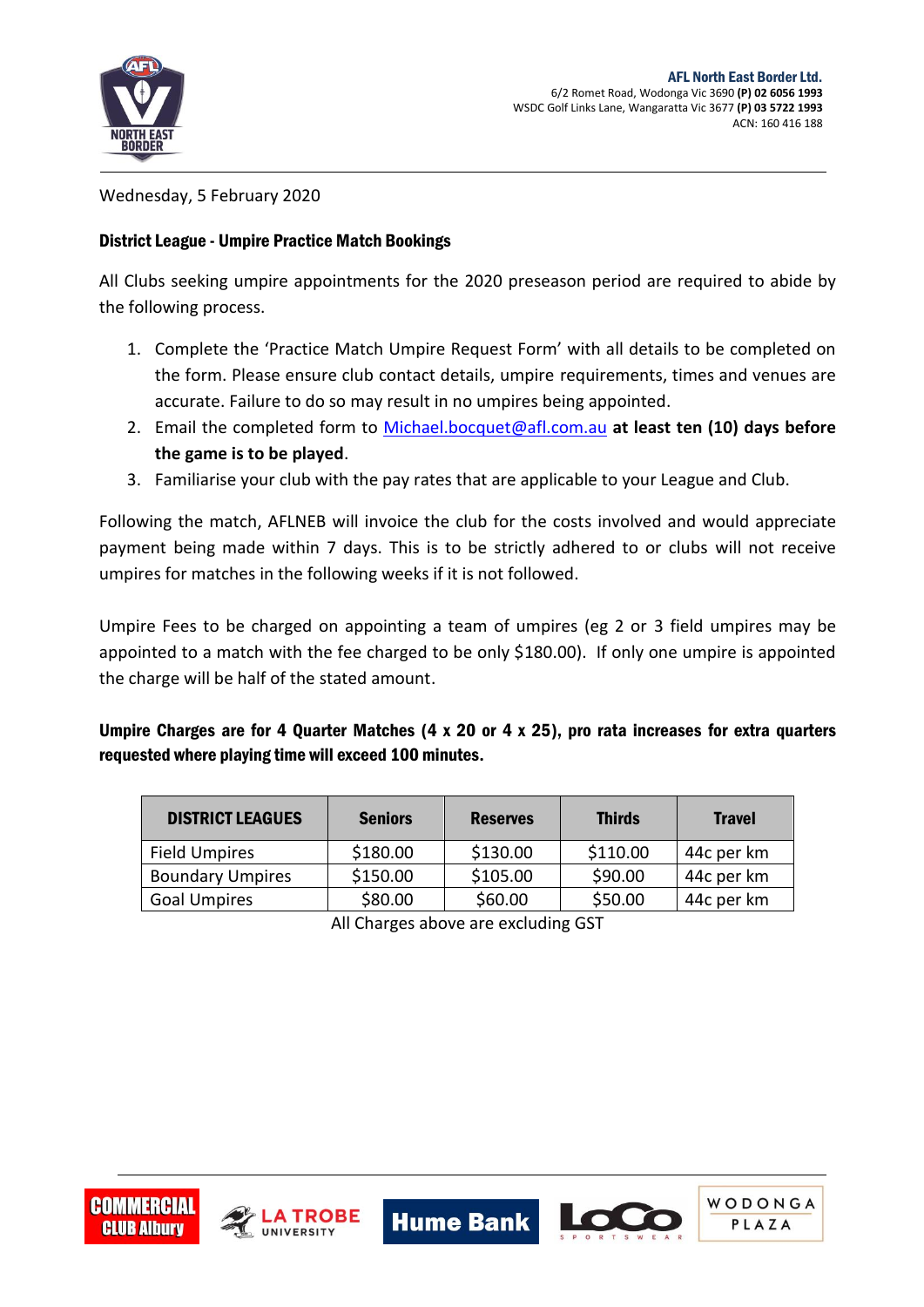**AFL North East Border Ltd.**
6/2 Romet Road, Wodonga Vic 3690 **(P) 02 6056 1993**
WSDC Golf Links Lane, Wangaratta Vic 3677 **(P) 03 5722 1993**
ACN: 160 416 188

Wednesday, 5 February 2020

**District League - Umpire Practice Match Bookings**

All Clubs seeking umpire appointments for the 2020 preseason period are required to abide by the following process.

1. Complete the 'Practice Match Umpire Request Form' with all details to be completed on the form. Please ensure club contact details, umpire requirements, times and venues are accurate. Failure to do so may result in no umpires being appointed.
2. Email the completed form to Michael.bocquet@afl.com.au **at least ten (10) days before the game is to be played**.
3. Familiarise your club with the pay rates that are applicable to your League and Club.

Following the match, AFLNEB will invoice the club for the costs involved and would appreciate payment being made within 7 days. This is to be strictly adhered to or clubs will not receive umpires for matches in the following weeks if it is not followed.

Umpire Fees to be charged on appointing a team of umpires (eg 2 or 3 field umpires may be appointed to a match with the fee charged to be only $180.00). If only one umpire is appointed the charge will be half of the stated amount.

**Umpire Charges are for 4 Quarter Matches (4 x 20 or 4 x 25), pro rata increases for extra quarters requested where playing time will exceed 100 minutes.**

| DISTRICT LEAGUES | Seniors | Reserves | Thirds | Travel |
|---|---|---|---|---|
| Field Umpires | $180.00 | $130.00 | $110.00 | 44c per km |
| Boundary Umpires | $150.00 | $105.00 | $90.00 | 44c per km |
| Goal Umpires | $80.00 | $60.00 | $50.00 | 44c per km |

All Charges above are excluding GST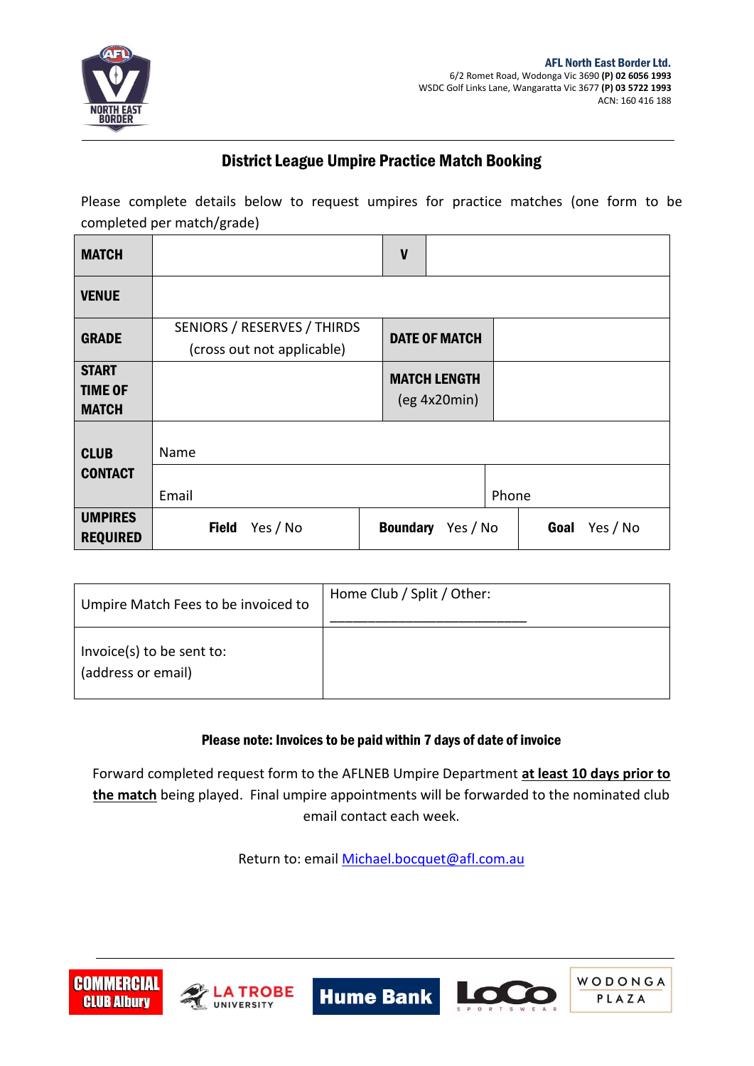**AFL North East Border Ltd.**
6/2 Romet Road, Wodonga Vic 3690 **(P) 02 6056 1993**
WSDC Golf Links Lane, Wangaratta Vic 3677 **(P) 03 5722 1993**
ACN: 160 416 188

## District League Umpire Practice Match Booking

Please complete details below to request umpires for practice matches (one form to be completed per match/grade)

| | | | |
|---|---|---|---|
| **MATCH** | | **V** | |
| **VENUE** | | | |
| **GRADE** | SENIORS / RESERVES / THIRDS (cross out not applicable) | **DATE OF MATCH** | |
| **START TIME OF MATCH** | | **MATCH LENGTH** (eg 4x20min) | |
| **CLUB CONTACT** | Name | | |
| | Email | | Phone |
| **UMPIRES REQUIRED** | **Field** Yes / No | **Boundary** Yes / No | **Goal** Yes / No |

| | |
|---|---|
| Umpire Match Fees to be invoiced to | Home Club / Split / Other: _________________________ |
| Invoice(s) to be sent to: (address or email) | |

**Please note: Invoices to be paid within 7 days of date of invoice**

Forward completed request form to the AFLNEB Umpire Department **at least 10 days prior to the match** being played. Final umpire appointments will be forwarded to the nominated club email contact each week.

Return to: email Michael.bocquet@afl.com.au